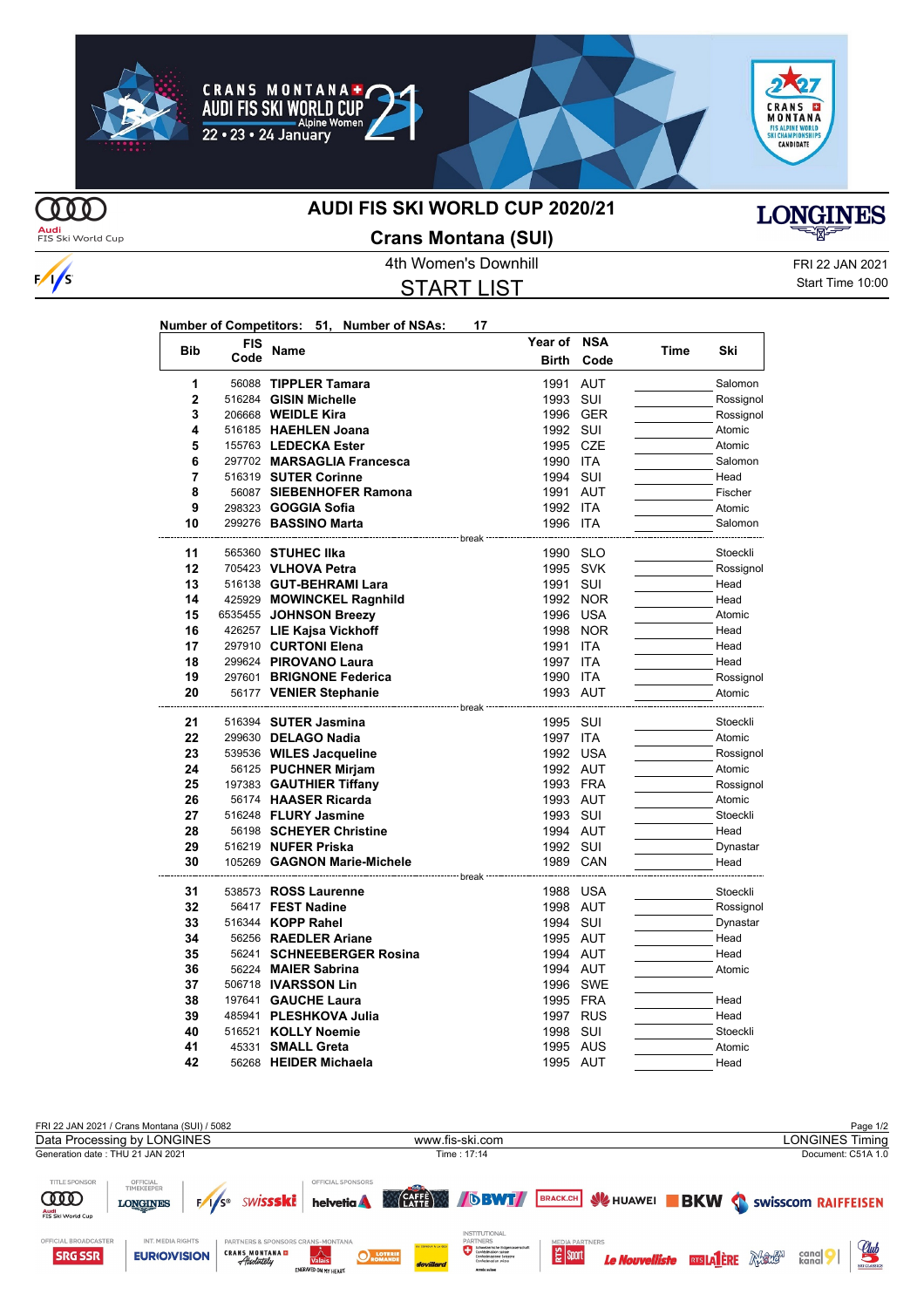# AUDI FIS SKI WORLD CUP 2020/21

## Crans Montana (SUI)

4th Women's Downhill

FRI 22 JAN 2021

Start Time 10:00

## START LIST

**Number of Competitors: 51, Number of NSAs: 17**

| Bib | FIS Code | Name | Year of Birth | NSA Code | Time | Ski |
|---|---|---|---|---|---|---|
| 1 | 56088 | **TIPPLER Tamara** | 1991 | AUT | | Salomon |
| 2 | 516284 | **GISIN Michelle** | 1993 | SUI | | Rossignol |
| 3 | 206668 | **WEIDLE Kira** | 1996 | GER | | Rossignol |
| 4 | 516185 | **HAEHLEN Joana** | 1992 | SUI | | Atomic |
| 5 | 155763 | **LEDECKA Ester** | 1995 | CZE | | Atomic |
| 6 | 297702 | **MARSAGLIA Francesca** | 1990 | ITA | | Salomon |
| 7 | 516319 | **SUTER Corinne** | 1994 | SUI | | Head |
| 8 | 56087 | **SIEBENHOFER Ramona** | 1991 | AUT | | Fischer |
| 9 | 298323 | **GOGGIA Sofia** | 1992 | ITA | | Atomic |
| 10 | 299276 | **BASSINO Marta** | 1996 | ITA | | Salomon |
| | | break | | | | |
| 11 | 565360 | **STUHEC Ilka** | 1990 | SLO | | Stoeckli |
| 12 | 705423 | **VLHOVA Petra** | 1995 | SVK | | Rossignol |
| 13 | 516138 | **GUT-BEHRAMI Lara** | 1991 | SUI | | Head |
| 14 | 425929 | **MOWINCKEL Ragnhild** | 1992 | NOR | | Head |
| 15 | 6535455 | **JOHNSON Breezy** | 1996 | USA | | Atomic |
| 16 | 426257 | **LIE Kajsa Vickhoff** | 1998 | NOR | | Head |
| 17 | 297910 | **CURTONI Elena** | 1991 | ITA | | Head |
| 18 | 299624 | **PIROVANO Laura** | 1997 | ITA | | Head |
| 19 | 297601 | **BRIGNONE Federica** | 1990 | ITA | | Rossignol |
| 20 | 56177 | **VENIER Stephanie** | 1993 | AUT | | Atomic |
| | | break | | | | |
| 21 | 516394 | **SUTER Jasmina** | 1995 | SUI | | Stoeckli |
| 22 | 299630 | **DELAGO Nadia** | 1997 | ITA | | Atomic |
| 23 | 539536 | **WILES Jacqueline** | 1992 | USA | | Rossignol |
| 24 | 56125 | **PUCHNER Mirjam** | 1992 | AUT | | Atomic |
| 25 | 197383 | **GAUTHIER Tiffany** | 1993 | FRA | | Rossignol |
| 26 | 56174 | **HAASER Ricarda** | 1993 | AUT | | Atomic |
| 27 | 516248 | **FLURY Jasmine** | 1993 | SUI | | Stoeckli |
| 28 | 56198 | **SCHEYER Christine** | 1994 | AUT | | Head |
| 29 | 516219 | **NUFER Priska** | 1992 | SUI | | Dynastar |
| 30 | 105269 | **GAGNON Marie-Michele** | 1989 | CAN | | Head |
| | | break | | | | |
| 31 | 538573 | **ROSS Laurenne** | 1988 | USA | | Stoeckli |
| 32 | 56417 | **FEST Nadine** | 1998 | AUT | | Rossignol |
| 33 | 516344 | **KOPP Rahel** | 1994 | SUI | | Dynastar |
| 34 | 56256 | **RAEDLER Ariane** | 1995 | AUT | | Head |
| 35 | 56241 | **SCHNEEBERGER Rosina** | 1994 | AUT | | Head |
| 36 | 56224 | **MAIER Sabrina** | 1994 | AUT | | Atomic |
| 37 | 506718 | **IVARSSON Lin** | 1996 | SWE | | |
| 38 | 197641 | **GAUCHE Laura** | 1995 | FRA | | Head |
| 39 | 485941 | **PLESHKOVA Julia** | 1997 | RUS | | Head |
| 40 | 516521 | **KOLLY Noemie** | 1998 | SUI | | Stoeckli |
| 41 | 45331 | **SMALL Greta** | 1995 | AUS | | Atomic |
| 42 | 56268 | **HEIDER Michaela** | 1995 | AUT | | Head |

FRI 22 JAN 2021 / Crans Montana (SUI) / 5082

Data Processing by LONGINES — www.fis-ski.com — LONGINES Timing

Generation date : THU 21 JAN 2021 — Time : 17:14 — Document: C51A 1.0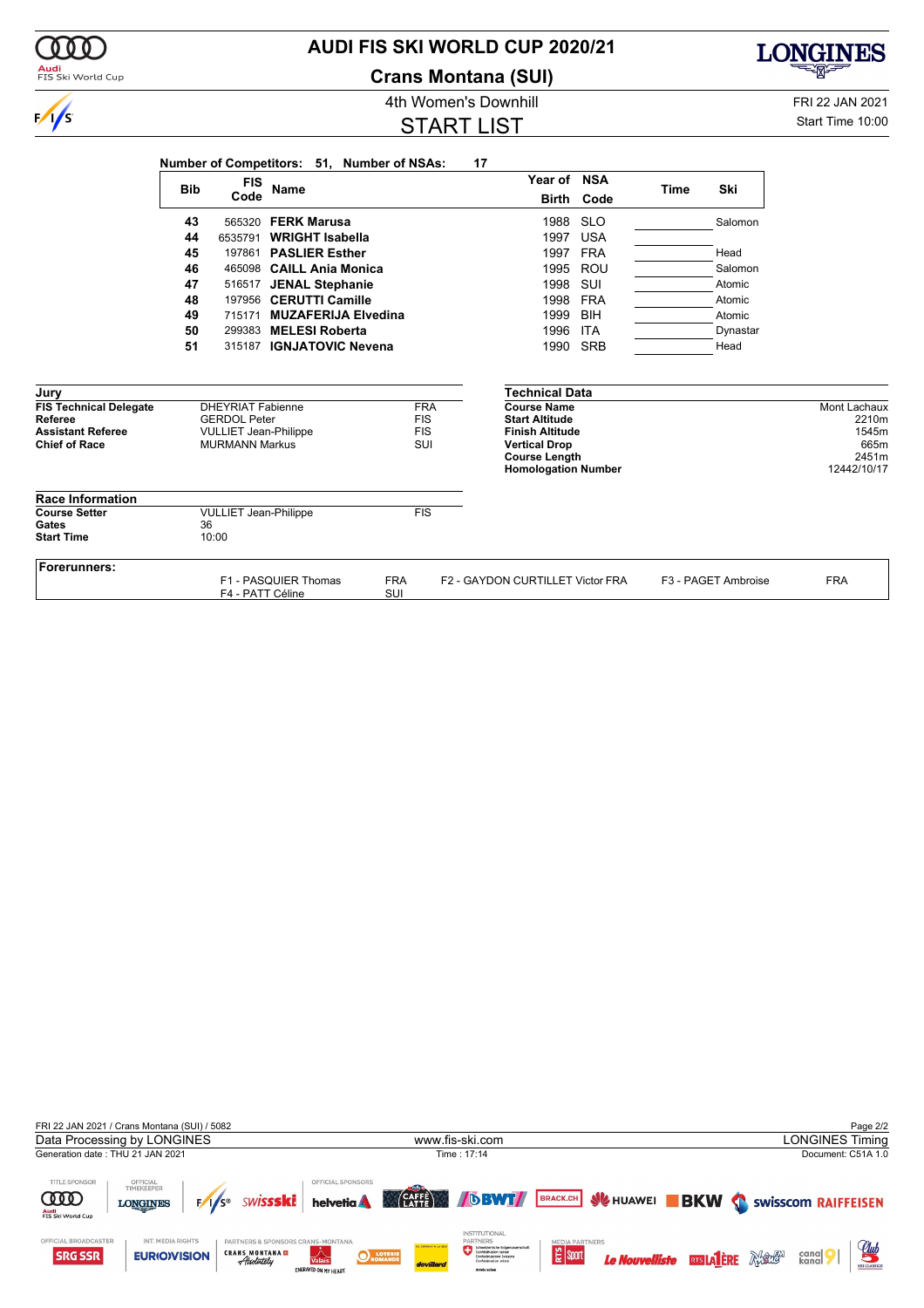# AUDI FIS SKI WORLD CUP 2020/21

## Crans Montana (SUI)

4th Women's Downhill

## START LIST

FRI 22 JAN 2021
Start Time 10:00

**Number of Competitors: 51, Number of NSAs: 17**

| Bib | FIS Code | Name | Year of Birth | NSA Code | Time | Ski |
|---|---|---|---|---|---|---|
| 43 | 565320 | **FERK Marusa** | 1988 | SLO | | Salomon |
| 44 | 6535791 | **WRIGHT Isabella** | 1997 | USA | | |
| 45 | 197861 | **PASLIER Esther** | 1997 | FRA | | Head |
| 46 | 465098 | **CAILL Ania Monica** | 1995 | ROU | | Salomon |
| 47 | 516517 | **JENAL Stephanie** | 1998 | SUI | | Atomic |
| 48 | 197956 | **CERUTTI Camille** | 1998 | FRA | | Atomic |
| 49 | 715171 | **MUZAFERIJA Elvedina** | 1999 | BIH | | Atomic |
| 50 | 299383 | **MELESI Roberta** | 1996 | ITA | | Dynastar |
| 51 | 315187 | **IGNJATOVIC Nevena** | 1990 | SRB | | Head |

### Jury

| | | |
|---|---|---|
| **FIS Technical Delegate** | DHEYRIAT Fabienne | FRA |
| **Referee** | GERDOL Peter | FIS |
| **Assistant Referee** | VULLIET Jean-Philippe | FIS |
| **Chief of Race** | MURMANN Markus | SUI |

### Technical Data

| | |
|---|---|
| **Course Name** | Mont Lachaux |
| **Start Altitude** | 2210m |
| **Finish Altitude** | 1545m |
| **Vertical Drop** | 665m |
| **Course Length** | 2451m |
| **Homologation Number** | 12442/10/17 |

### Race Information

| | | |
|---|---|---|
| **Course Setter** | VULLIET Jean-Philippe | FIS |
| **Gates** | 36 | |
| **Start Time** | 10:00 | |

### Forerunners:

- F1 - PASQUIER Thomas FRA
- F2 - GAYDON CURTILLET Victor FRA
- F3 - PAGET Ambroise FRA
- F4 - PATT Céline SUI

FRI 22 JAN 2021 / Crans Montana (SUI) / 5082
Data Processing by LONGINES — www.fis-ski.com — LONGINES Timing
Generation date : THU 21 JAN 2021 — Time : 17:14 — Document: C51A 1.0